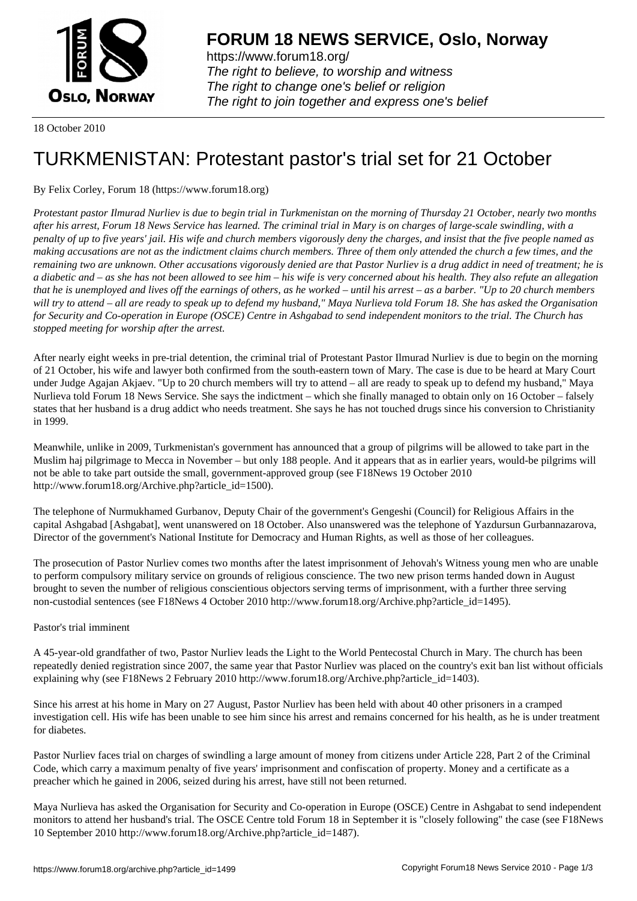# FORUM 18 NEWS SERVICE, Oslo, Norway

https://www.forum18.org/
*The right to believe, to worship and witness*
*The right to change one's belief or religion*
*The right to join together and express one's belief*

18 October 2010

# TURKMENISTAN: Protestant pastor's trial set for 21 October

By Felix Corley, Forum 18 (https://www.forum18.org)

*Protestant pastor Ilmurad Nurliev is due to begin trial in Turkmenistan on the morning of Thursday 21 October, nearly two months after his arrest, Forum 18 News Service has learned. The criminal trial in Mary is on charges of large-scale swindling, with a penalty of up to five years' jail. His wife and church members vigorously deny the charges, and insist that the five people named as making accusations are not as the indictment claims church members. Three of them only attended the church a few times, and the remaining two are unknown. Other accusations vigorously denied are that Pastor Nurliev is a drug addict in need of treatment; he is a diabetic and – as she has not been allowed to see him – his wife is very concerned about his health. They also refute an allegation that he is unemployed and lives off the earnings of others, as he worked – until his arrest – as a barber. "Up to 20 church members will try to attend – all are ready to speak up to defend my husband," Maya Nurlieva told Forum 18. She has asked the Organisation for Security and Co-operation in Europe (OSCE) Centre in Ashgabad to send independent monitors to the trial. The Church has stopped meeting for worship after the arrest.*

After nearly eight weeks in pre-trial detention, the criminal trial of Protestant Pastor Ilmurad Nurliev is due to begin on the morning of 21 October, his wife and lawyer both confirmed from the south-eastern town of Mary. The case is due to be heard at Mary Court under Judge Agajan Akjaev. "Up to 20 church members will try to attend – all are ready to speak up to defend my husband," Maya Nurlieva told Forum 18 News Service. She says the indictment – which she finally managed to obtain only on 16 October – falsely states that her husband is a drug addict who needs treatment. She says he has not touched drugs since his conversion to Christianity in 1999.

Meanwhile, unlike in 2009, Turkmenistan's government has announced that a group of pilgrims will be allowed to take part in the Muslim haj pilgrimage to Mecca in November – but only 188 people. And it appears that as in earlier years, would-be pilgrims will not be able to take part outside the small, government-approved group (see F18News 19 October 2010 http://www.forum18.org/Archive.php?article_id=1500).

The telephone of Nurmukhamed Gurbanov, Deputy Chair of the government's Gengeshi (Council) for Religious Affairs in the capital Ashgabad [Ashgabat], went unanswered on 18 October. Also unanswered was the telephone of Yazdursun Gurbannazarova, Director of the government's National Institute for Democracy and Human Rights, as well as those of her colleagues.

The prosecution of Pastor Nurliev comes two months after the latest imprisonment of Jehovah's Witness young men who are unable to perform compulsory military service on grounds of religious conscience. The two new prison terms handed down in August brought to seven the number of religious conscientious objectors serving terms of imprisonment, with a further three serving non-custodial sentences (see F18News 4 October 2010 http://www.forum18.org/Archive.php?article_id=1495).

Pastor's trial imminent

A 45-year-old grandfather of two, Pastor Nurliev leads the Light to the World Pentecostal Church in Mary. The church has been repeatedly denied registration since 2007, the same year that Pastor Nurliev was placed on the country's exit ban list without officials explaining why (see F18News 2 February 2010 http://www.forum18.org/Archive.php?article_id=1403).

Since his arrest at his home in Mary on 27 August, Pastor Nurliev has been held with about 40 other prisoners in a cramped investigation cell. His wife has been unable to see him since his arrest and remains concerned for his health, as he is under treatment for diabetes.

Pastor Nurliev faces trial on charges of swindling a large amount of money from citizens under Article 228, Part 2 of the Criminal Code, which carry a maximum penalty of five years' imprisonment and confiscation of property. Money and a certificate as a preacher which he gained in 2006, seized during his arrest, have still not been returned.

Maya Nurlieva has asked the Organisation for Security and Co-operation in Europe (OSCE) Centre in Ashgabat to send independent monitors to attend her husband's trial. The OSCE Centre told Forum 18 in September it is "closely following" the case (see F18News 10 September 2010 http://www.forum18.org/Archive.php?article_id=1487).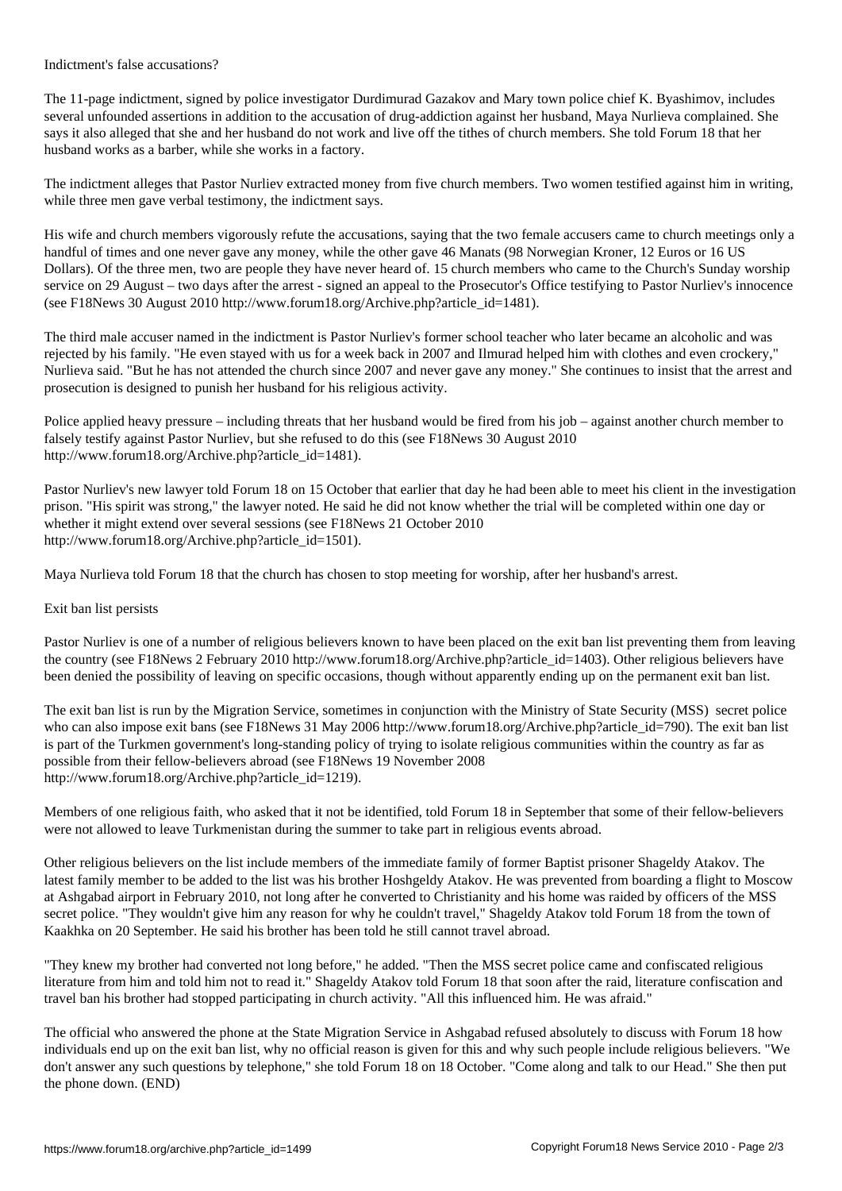## Indictment's false accusations?

The 11-page indictment, signed by police investigator Durdimurad Gazakov and Mary town police chief K. Byashimov, includes several unfounded assertions in addition to the accusation of drug-addiction against her husband, Maya Nurlieva complained. She says it also alleged that she and her husband do not work and live off the tithes of church members. She told Forum 18 that her husband works as a barber, while she works in a factory.

The indictment alleges that Pastor Nurliev extracted money from five church members. Two women testified against him in writing, while three men gave verbal testimony, the indictment says.

His wife and church members vigorously refute the accusations, saying that the two female accusers came to church meetings only a handful of times and one never gave any money, while the other gave 46 Manats (98 Norwegian Kroner, 12 Euros or 16 US Dollars). Of the three men, two are people they have never heard of. 15 church members who came to the Church's Sunday worship service on 29 August – two days after the arrest - signed an appeal to the Prosecutor's Office testifying to Pastor Nurliev's innocence (see F18News 30 August 2010 http://www.forum18.org/Archive.php?article_id=1481).

The third male accuser named in the indictment is Pastor Nurliev's former school teacher who later became an alcoholic and was rejected by his family. "He even stayed with us for a week back in 2007 and Ilmurad helped him with clothes and even crockery," Nurlieva said. "But he has not attended the church since 2007 and never gave any money." She continues to insist that the arrest and prosecution is designed to punish her husband for his religious activity.

Police applied heavy pressure – including threats that her husband would be fired from his job – against another church member to falsely testify against Pastor Nurliev, but she refused to do this (see F18News 30 August 2010 http://www.forum18.org/Archive.php?article_id=1481).

Pastor Nurliev's new lawyer told Forum 18 on 15 October that earlier that day he had been able to meet his client in the investigation prison. "His spirit was strong," the lawyer noted. He said he did not know whether the trial will be completed within one day or whether it might extend over several sessions (see F18News 21 October 2010 http://www.forum18.org/Archive.php?article_id=1501).

Maya Nurlieva told Forum 18 that the church has chosen to stop meeting for worship, after her husband's arrest.

## Exit ban list persists

Pastor Nurliev is one of a number of religious believers known to have been placed on the exit ban list preventing them from leaving the country (see F18News 2 February 2010 http://www.forum18.org/Archive.php?article_id=1403). Other religious believers have been denied the possibility of leaving on specific occasions, though without apparently ending up on the permanent exit ban list.

The exit ban list is run by the Migration Service, sometimes in conjunction with the Ministry of State Security (MSS) secret police who can also impose exit bans (see F18News 31 May 2006 http://www.forum18.org/Archive.php?article_id=790). The exit ban list is part of the Turkmen government's long-standing policy of trying to isolate religious communities within the country as far as possible from their fellow-believers abroad (see F18News 19 November 2008 http://www.forum18.org/Archive.php?article_id=1219).

Members of one religious faith, who asked that it not be identified, told Forum 18 in September that some of their fellow-believers were not allowed to leave Turkmenistan during the summer to take part in religious events abroad.

Other religious believers on the list include members of the immediate family of former Baptist prisoner Shageldy Atakov. The latest family member to be added to the list was his brother Hoshgeldy Atakov. He was prevented from boarding a flight to Moscow at Ashgabad airport in February 2010, not long after he converted to Christianity and his home was raided by officers of the MSS secret police. "They wouldn't give him any reason for why he couldn't travel," Shageldy Atakov told Forum 18 from the town of Kaakhka on 20 September. He said his brother has been told he still cannot travel abroad.

"They knew my brother had converted not long before," he added. "Then the MSS secret police came and confiscated religious literature from him and told him not to read it." Shageldy Atakov told Forum 18 that soon after the raid, literature confiscation and travel ban his brother had stopped participating in church activity. "All this influenced him. He was afraid."

The official who answered the phone at the State Migration Service in Ashgabad refused absolutely to discuss with Forum 18 how individuals end up on the exit ban list, why no official reason is given for this and why such people include religious believers. "We don't answer any such questions by telephone," she told Forum 18 on 18 October. "Come along and talk to our Head." She then put the phone down. (END)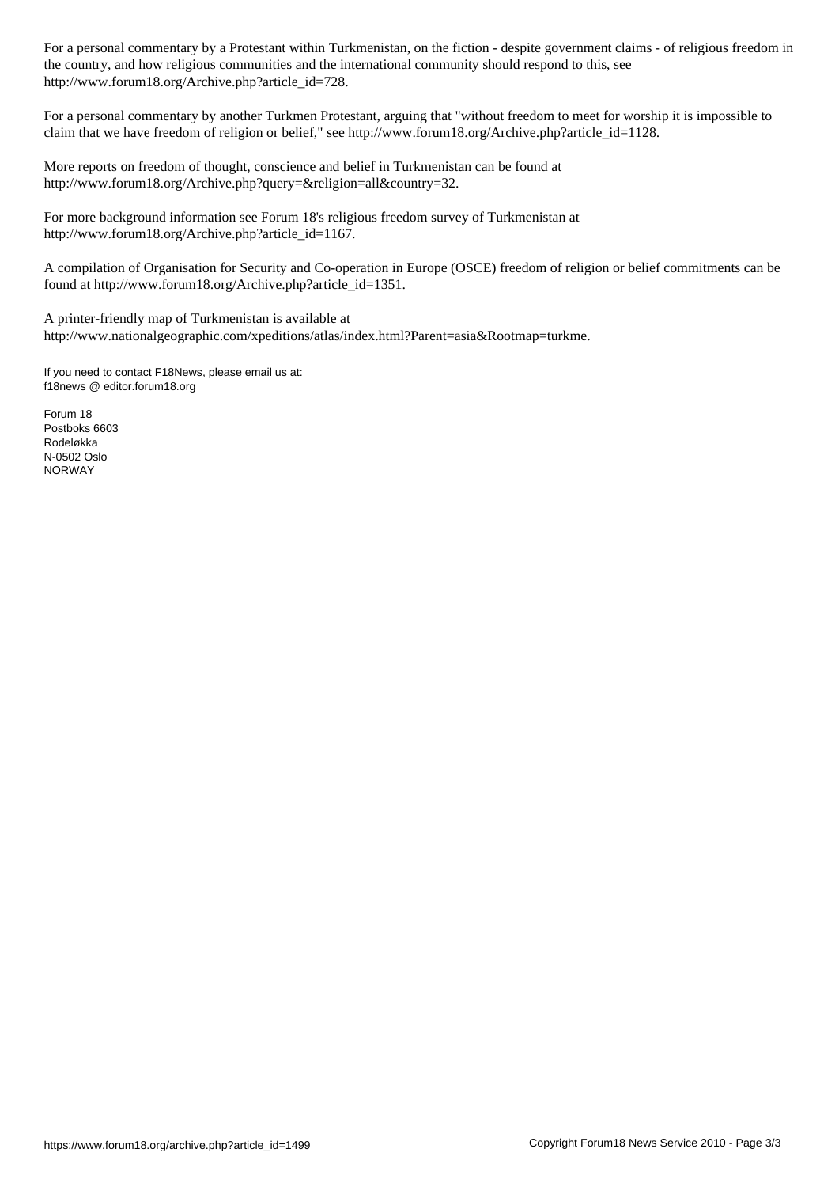For a personal commentary by a Protestant within Turkmenistan, on the fiction - despite government claims - of religious freedom in the country, and how religious communities and the international community should respond to this, see http://www.forum18.org/Archive.php?article_id=728.

For a personal commentary by another Turkmen Protestant, arguing that "without freedom to meet for worship it is impossible to claim that we have freedom of religion or belief," see http://www.forum18.org/Archive.php?article_id=1128.

More reports on freedom of thought, conscience and belief in Turkmenistan can be found at http://www.forum18.org/Archive.php?query=&religion=all&country=32.

For more background information see Forum 18's religious freedom survey of Turkmenistan at http://www.forum18.org/Archive.php?article_id=1167.

A compilation of Organisation for Security and Co-operation in Europe (OSCE) freedom of religion or belief commitments can be found at http://www.forum18.org/Archive.php?article_id=1351.

A printer-friendly map of Turkmenistan is available at http://www.nationalgeographic.com/xpeditions/atlas/index.html?Parent=asia&Rootmap=turkme.

---

If you need to contact F18News, please email us at:
f18news @ editor.forum18.org

Forum 18
Postboks 6603
Rodeløkka
N-0502 Oslo
NORWAY